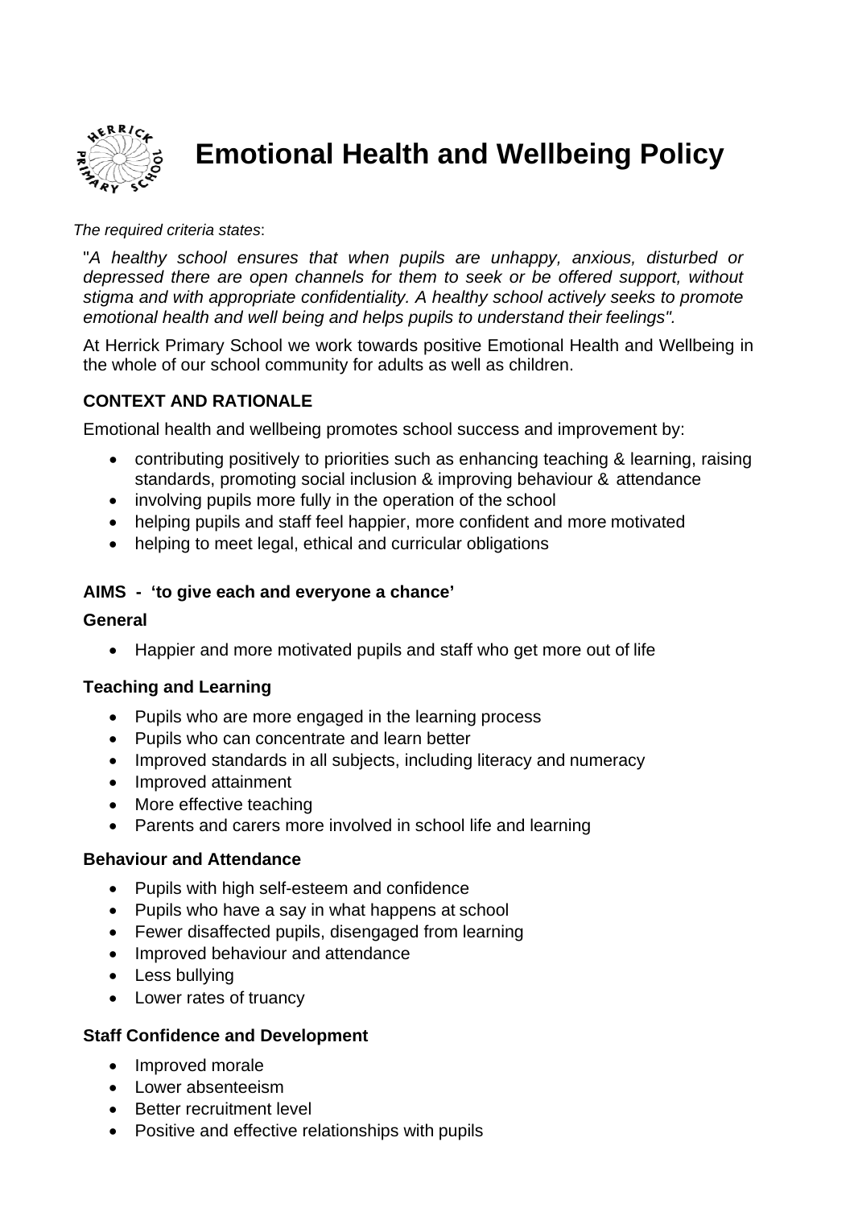# Emotional Health and Wellbeing Policy

*The required criteria states*:

"*A healthy school ensures that when pupils are unhappy, anxious, disturbed or depressed there are open channels for them to seek or be offered support, without stigma and with appropriate confidentiality. A healthy school actively seeks to promote emotional health and well being and helps pupils to understand their feelings".*

At Herrick Primary School we work towards positive Emotional Health and Wellbeing in the whole of our school community for adults as well as children.

## CONTEXT AND RATIONALE

Emotional health and wellbeing promotes school success and improvement by:

- contributing positively to priorities such as enhancing teaching & learning, raising standards, promoting social inclusion & improving behaviour & attendance
- involving pupils more fully in the operation of the school
- helping pupils and staff feel happier, more confident and more motivated
- helping to meet legal, ethical and curricular obligations

## AIMS - 'to give each and everyone a chance'

### General

- Happier and more motivated pupils and staff who get more out of life

### Teaching and Learning

- Pupils who are more engaged in the learning process
- Pupils who can concentrate and learn better
- Improved standards in all subjects, including literacy and numeracy
- Improved attainment
- More effective teaching
- Parents and carers more involved in school life and learning

### Behaviour and Attendance

- Pupils with high self-esteem and confidence
- Pupils who have a say in what happens at school
- Fewer disaffected pupils, disengaged from learning
- Improved behaviour and attendance
- Less bullying
- Lower rates of truancy

### Staff Confidence and Development

- Improved morale
- Lower absenteeism
- Better recruitment level
- Positive and effective relationships with pupils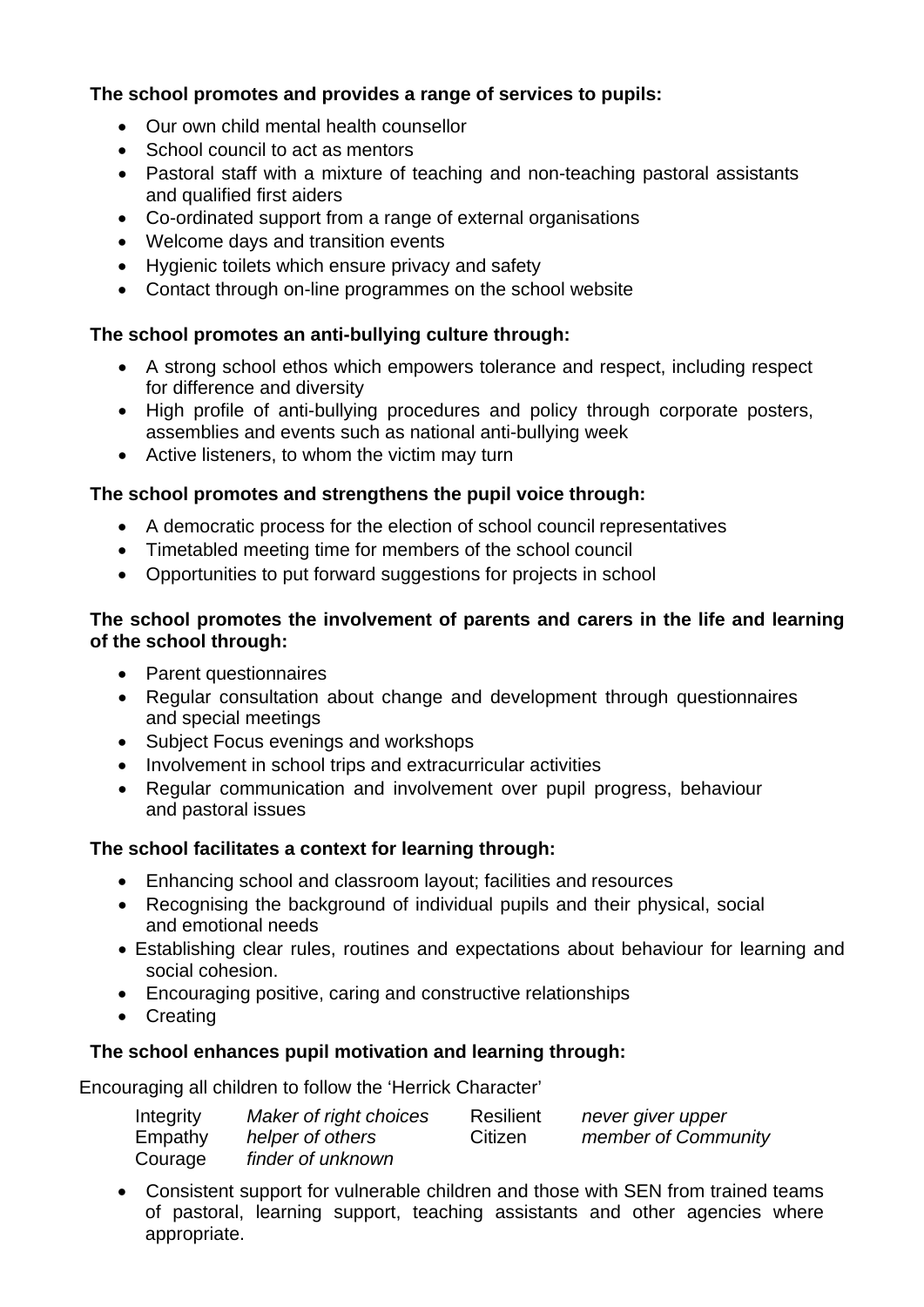**The school promotes and provides a range of services to pupils:**

- Our own child mental health counsellor
- School council to act as mentors
- Pastoral staff with a mixture of teaching and non-teaching pastoral assistants and qualified first aiders
- Co-ordinated support from a range of external organisations
- Welcome days and transition events
- Hygienic toilets which ensure privacy and safety
- Contact through on-line programmes on the school website

**The school promotes an anti-bullying culture through:**

- A strong school ethos which empowers tolerance and respect, including respect for difference and diversity
- High profile of anti-bullying procedures and policy through corporate posters, assemblies and events such as national anti-bullying week
- Active listeners, to whom the victim may turn

**The school promotes and strengthens the pupil voice through:**

- A democratic process for the election of school council representatives
- Timetabled meeting time for members of the school council
- Opportunities to put forward suggestions for projects in school

**The school promotes the involvement of parents and carers in the life and learning of the school through:**

- Parent questionnaires
- Regular consultation about change and development through questionnaires and special meetings
- Subject Focus evenings and workshops
- Involvement in school trips and extracurricular activities
- Regular communication and involvement over pupil progress, behaviour and pastoral issues

**The school facilitates a context for learning through:**

- Enhancing school and classroom layout; facilities and resources
- Recognising the background of individual pupils and their physical, social and emotional needs
- Establishing clear rules, routines and expectations about behaviour for learning and social cohesion.
- Encouraging positive, caring and constructive relationships
- Creating

**The school enhances pupil motivation and learning through:**

Encouraging all children to follow the 'Herrick Character'

| | | | |
|---|---|---|---|
| Integrity | *Maker of right choices* | Resilient | *never giver upper* |
| Empathy | *helper of others* | Citizen | *member of Community* |
| Courage | *finder of unknown* | | |

- Consistent support for vulnerable children and those with SEN from trained teams of pastoral, learning support, teaching assistants and other agencies where appropriate.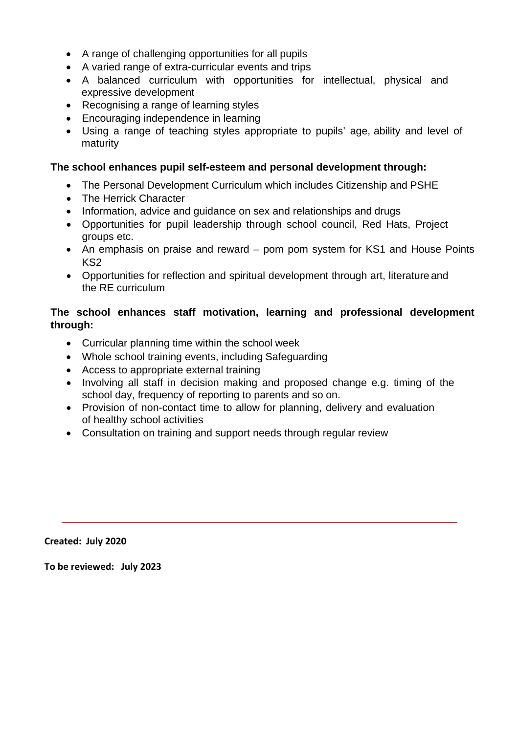- A range of challenging opportunities for all pupils
- A varied range of extra-curricular events and trips
- A balanced curriculum with opportunities for intellectual, physical and expressive development
- Recognising a range of learning styles
- Encouraging independence in learning
- Using a range of teaching styles appropriate to pupils' age, ability and level of maturity

**The school enhances pupil self-esteem and personal development through:**

- The Personal Development Curriculum which includes Citizenship and PSHE
- The Herrick Character
- Information, advice and guidance on sex and relationships and drugs
- Opportunities for pupil leadership through school council, Red Hats, Project groups etc.
- An emphasis on praise and reward – pom pom system for KS1 and House Points KS2
- Opportunities for reflection and spiritual development through art, literature and the RE curriculum

**The school enhances staff motivation, learning and professional development through:**

- Curricular planning time within the school week
- Whole school training events, including Safeguarding
- Access to appropriate external training
- Involving all staff in decision making and proposed change e.g. timing of the school day, frequency of reporting to parents and so on.
- Provision of non-contact time to allow for planning, delivery and evaluation of healthy school activities
- Consultation on training and support needs through regular review

---

**Created: July 2020**

**To be reviewed: July 2023**